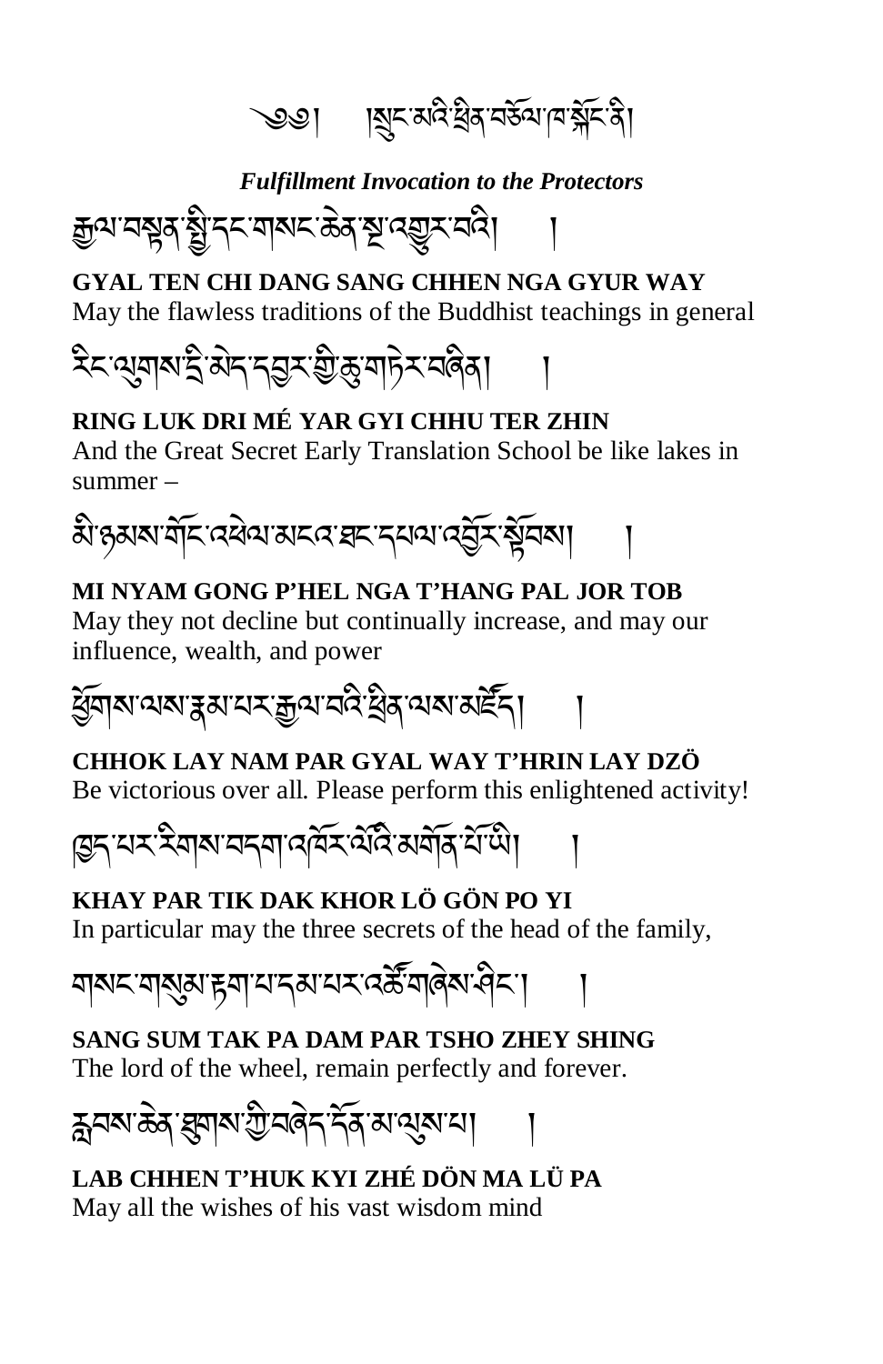༄༅། །སྲུང་མའི་ཕྲིན་བཅོལ་ཁ་སྐོང་ནི།

*Fulfillment Invocation to the Protectors*

རྒྱལ་བསྟན་སྤྱི་དང་གསང་ཆེན་སྔ་འགྱུར་བའི། །

**GYAL TEN CHI DANG SANG CHHEN NGA GYUR WAY**
May the flawless traditions of the Buddhist teachings in general

རིང་ལུགས་དྲི་མེད་དབྱར་གྱི་ཆུ་གཏེར་བཞིན། །

**RING LUK DRI MÉ YAR GYI CHHU TER ZHIN**
And the Great Secret Early Translation School be like lakes in summer –

མི་ཉམས་གོང་འཕེལ་མངའ་ཐང་དཔལ་འབྱོར་སྟོབས། །

**MI NYAM GONG P'HEL NGA T'HANG PAL JOR TOB**
May they not decline but continually increase, and may our influence, wealth, and power

ཕྱོགས་ལས་རྣམ་པར་རྒྱལ་བའི་ཕྲིན་ལས་མཛོད། །

**CHHOK LAY NAM PAR GYAL WAY T'HRIN LAY DZÖ**
Be victorious over all. Please perform this enlightened activity!

ཁྱད་པར་རིགས་བདག་འཁོར་ལོའི་མགོན་པོ་ཡི། །

**KHAY PAR TIK DAK KHOR LÖ GÖN PO YI**
In particular may the three secrets of the head of the family,

གསང་གསུམ་རྟག་པ་དམ་པར་འཚོ་གཞེས་ཤིང་། །

**SANG SUM TAK PA DAM PAR TSHO ZHEY SHING**
The lord of the wheel, remain perfectly and forever.

རླབས་ཆེན་ཐུགས་ཀྱི་བཞེད་དོན་མ་ལུས་པ། །

**LAB CHHEN T'HUK KYI ZHÉ DÖN MA LÜ PA**
May all the wishes of his vast wisdom mind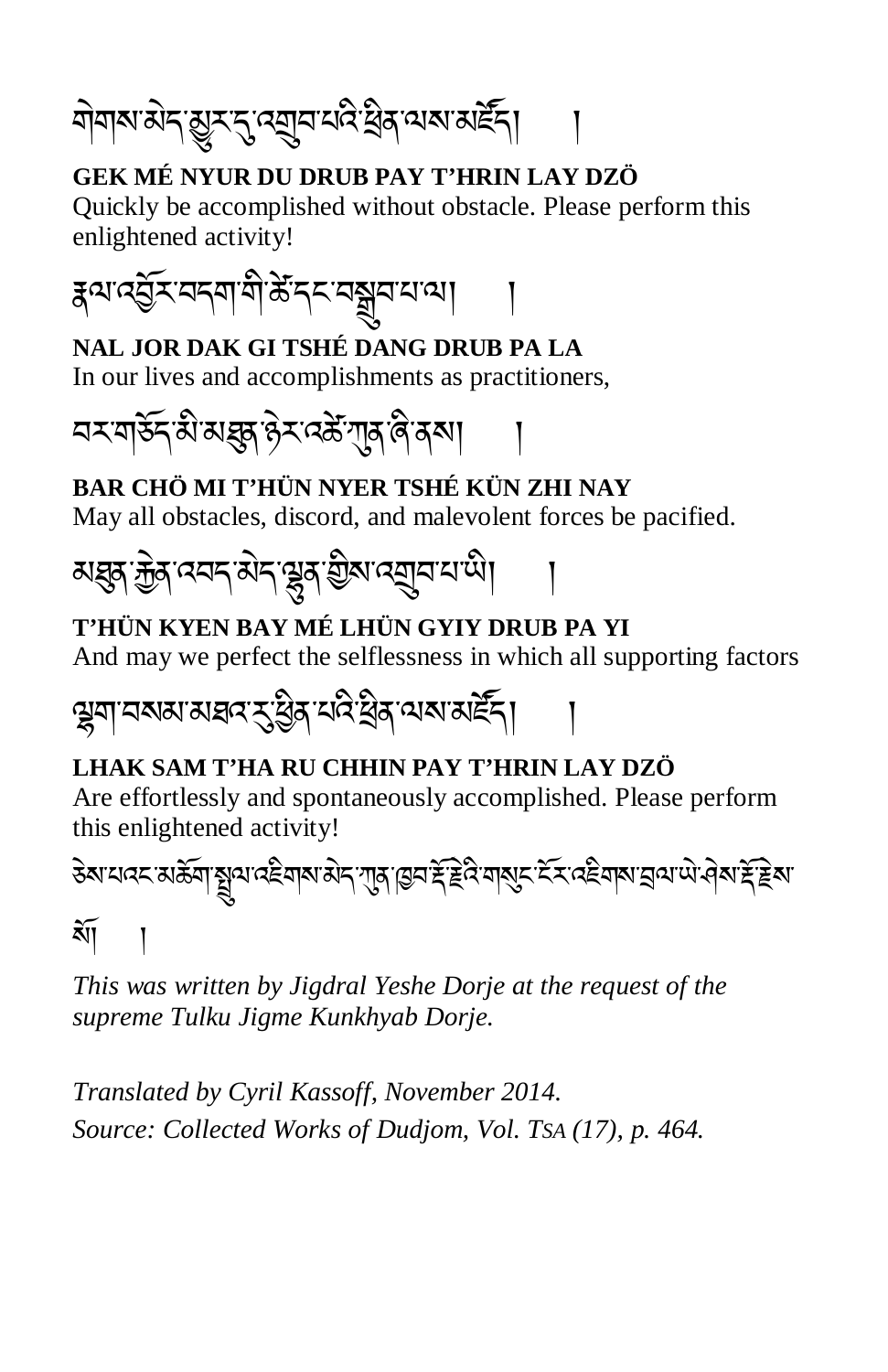གེགས་མེད་མྱུར་དུ་འགྲུབ་པའི་ཕྲིན་ལས་མཛོད། །

**GEK MÉ NYUR DU DRUB PAY T'HRIN LAY DZÖ**
Quickly be accomplished without obstacle. Please perform this enlightened activity!

རྣལ་འབྱོར་བདག་གི་ཚེ་དང་བསྒྲུབ་པ་ལ། །

**NAL JOR DAK GI TSHÉ DANG DRUB PA LA**
In our lives and accomplishments as practitioners,

བར་གཅོད་མི་མཐུན་ཉེར་འཚེ་ཀུན་ཞི་ནས། །

**BAR CHÖ MI T'HÜN NYER TSHÉ KÜN ZHI NAY**
May all obstacles, discord, and malevolent forces be pacified.

མཐུན་རྐྱེན་འབད་མེད་ལྷུན་གྱིས་འགྲུབ་པ་ཡི། །

**T'HÜN KYEN BAY MÉ LHÜN GYIY DRUB PA YI**
And may we perfect the selflessness in which all supporting factors

ལྷག་བསམ་མཐར་རུ་ཕྱིན་པའི་ཕྲིན་ལས་མཛོད། །

**LHAK SAM T'HA RU CHHIN PAY T'HRIN LAY DZÖ**
Are effortlessly and spontaneously accomplished. Please perform this enlightened activity!

ཅེས་པའང་མཆོག་སྤྲུལ་འཇིགས་མེད་ཀུན་ཁྱབ་རྡོ་རྗེའི་གསུང་ངོར་འཇིགས་བྲལ་ཡེ་ཤེས་རྡོ་རྗེས་སོ། །

*This was written by Jigdral Yeshe Dorje at the request of the supreme Tulku Jigme Kunkhyab Dorje.*

*Translated by Cyril Kassoff, November 2014.*
*Source: Collected Works of Dudjom, Vol. TSA (17), p. 464.*